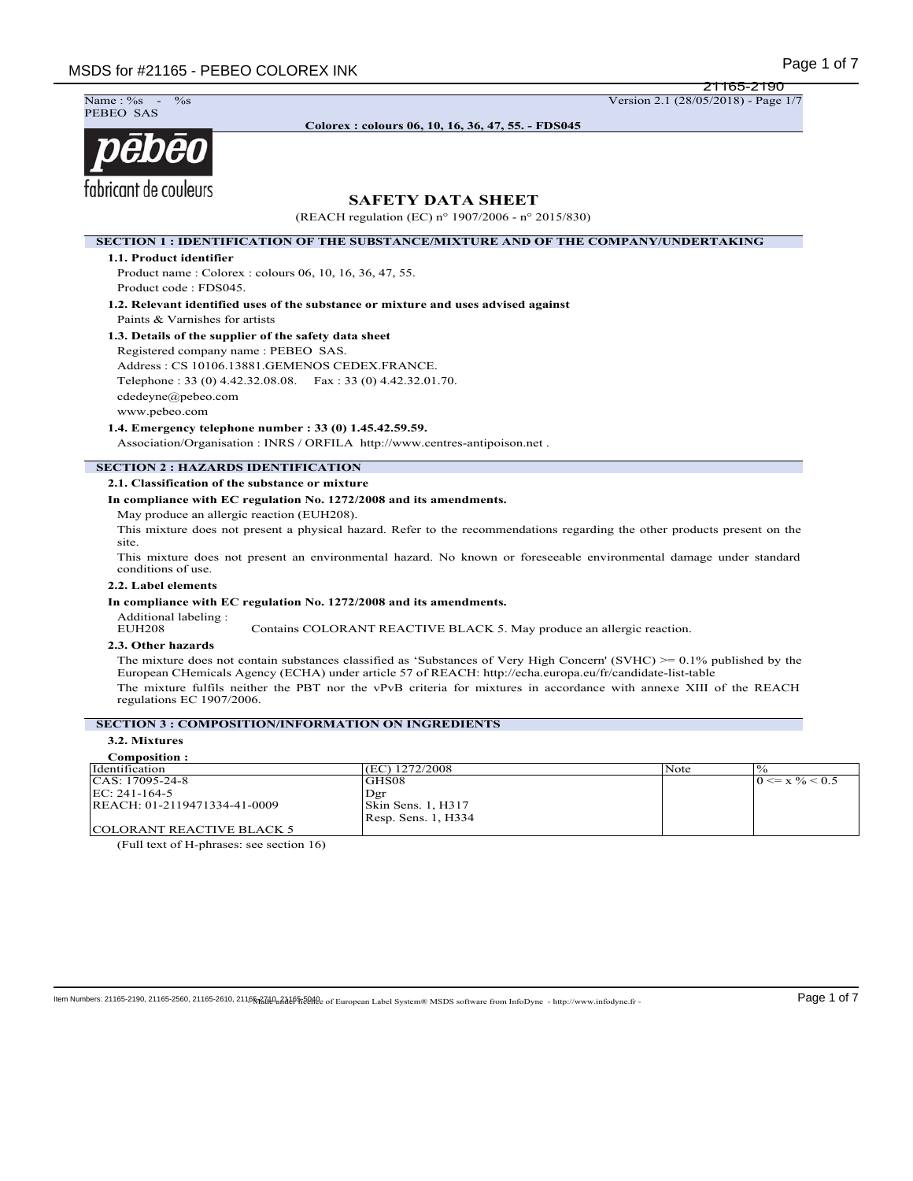Name : %s - %s
PEBEO SAS

Version 2.1 (28/05/2018)

**Colorex : colours 06, 10, 16, 36, 47, 55. - FDS045**

pēbēo
fabricant de couleurs

# SAFETY DATA SHEET

(REACH regulation (EC) n° 1907/2006 - n° 2015/830)

## SECTION 1 : IDENTIFICATION OF THE SUBSTANCE/MIXTURE AND OF THE COMPANY/UNDERTAKING

### 1.1. Product identifier

Product name : Colorex : colours 06, 10, 16, 36, 47, 55.
Product code : FDS045.

### 1.2. Relevant identified uses of the substance or mixture and uses advised against

Paints & Varnishes for artists

### 1.3. Details of the supplier of the safety data sheet

Registered company name : PEBEO SAS.
Address : CS 10106.13881.GEMENOS CEDEX.FRANCE.
Telephone : 33 (0) 4.42.32.08.08. Fax : 33 (0) 4.42.32.01.70.
cdedeyne@pebeo.com
www.pebeo.com

### 1.4. Emergency telephone number : 33 (0) 1.45.42.59.59.

Association/Organisation : INRS / ORFILA http://www.centres-antipoison.net .

## SECTION 2 : HAZARDS IDENTIFICATION

### 2.1. Classification of the substance or mixture

**In compliance with EC regulation No. 1272/2008 and its amendments.**

May produce an allergic reaction (EUH208).

This mixture does not present a physical hazard. Refer to the recommendations regarding the other products present on the site.

This mixture does not present an environmental hazard. No known or foreseeable environmental damage under standard conditions of use.

### 2.2. Label elements

**In compliance with EC regulation No. 1272/2008 and its amendments.**

Additional labeling :

EUH208 Contains COLORANT REACTIVE BLACK 5. May produce an allergic reaction.

### 2.3. Other hazards

The mixture does not contain substances classified as 'Substances of Very High Concern' (SVHC) >= 0.1% published by the European CHemicals Agency (ECHA) under article 57 of REACH: http://echa.europa.eu/fr/candidate-list-table

The mixture fulfils neither the PBT nor the vPvB criteria for mixtures in accordance with annexe XIII of the REACH regulations EC 1907/2006.

## SECTION 3 : COMPOSITION/INFORMATION ON INGREDIENTS

### 3.2. Mixtures

**Composition :**

| Identification | (EC) 1272/2008 | Note | % |
|---|---|---|---|
| CAS: 17095-24-8<br>EC: 241-164-5<br>REACH: 01-2119471334-41-0009<br><br>COLORANT REACTIVE BLACK 5 | GHS08<br>Dgr<br>Skin Sens. 1, H317<br>Resp. Sens. 1, H334 | | 0 <= x % < 0.5 |

(Full text of H-phrases: see section 16)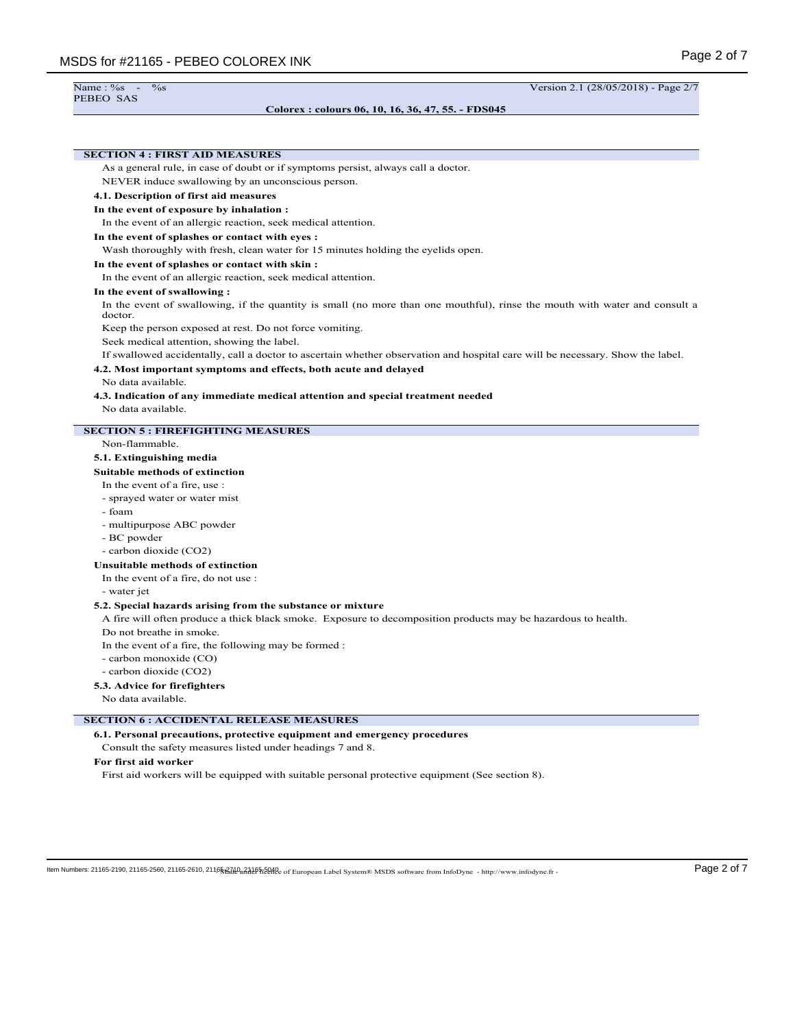## SECTION 4 : FIRST AID MEASURES

As a general rule, in case of doubt or if symptoms persist, always call a doctor.

NEVER induce swallowing by an unconscious person.

### 4.1. Description of first aid measures

**In the event of exposure by inhalation :**

In the event of an allergic reaction, seek medical attention.

**In the event of splashes or contact with eyes :**

Wash thoroughly with fresh, clean water for 15 minutes holding the eyelids open.

**In the event of splashes or contact with skin :**

In the event of an allergic reaction, seek medical attention.

**In the event of swallowing :**

In the event of swallowing, if the quantity is small (no more than one mouthful), rinse the mouth with water and consult a doctor.

Keep the person exposed at rest. Do not force vomiting.

Seek medical attention, showing the label.

If swallowed accidentally, call a doctor to ascertain whether observation and hospital care will be necessary. Show the label.

### 4.2. Most important symptoms and effects, both acute and delayed

No data available.

### 4.3. Indication of any immediate medical attention and special treatment needed

No data available.

## SECTION 5 : FIREFIGHTING MEASURES

Non-flammable.

### 5.1. Extinguishing media

**Suitable methods of extinction**

In the event of a fire, use :

- sprayed water or water mist
- foam
- multipurpose ABC powder
- BC powder
- carbon dioxide ($CO_2$)

**Unsuitable methods of extinction**

In the event of a fire, do not use :

- water jet

### 5.2. Special hazards arising from the substance or mixture

A fire will often produce a thick black smoke. Exposure to decomposition products may be hazardous to health.

Do not breathe in smoke.

In the event of a fire, the following may be formed :

- carbon monoxide (CO)
- carbon dioxide ($CO_2$)

### 5.3. Advice for firefighters

No data available.

## SECTION 6 : ACCIDENTAL RELEASE MEASURES

### 6.1. Personal precautions, protective equipment and emergency procedures

Consult the safety measures listed under headings 7 and 8.

**For first aid worker**

First aid workers will be equipped with suitable personal protective equipment (See section 8).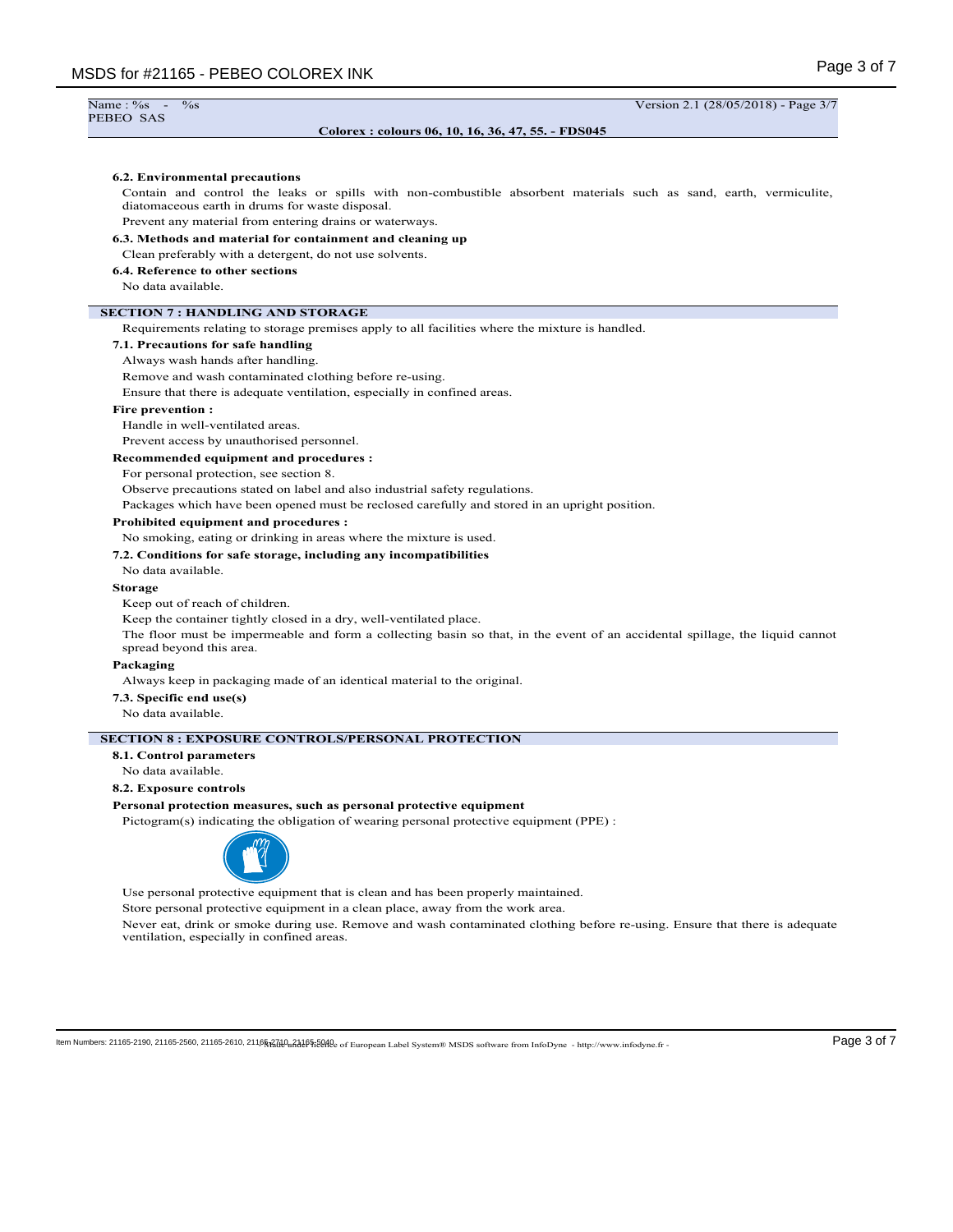#### 6.2. Environmental precautions

Contain and control the leaks or spills with non-combustible absorbent materials such as sand, earth, vermiculite, diatomaceous earth in drums for waste disposal.

Prevent any material from entering drains or waterways.

#### 6.3. Methods and material for containment and cleaning up

Clean preferably with a detergent, do not use solvents.

#### 6.4. Reference to other sections

No data available.

## SECTION 7 : HANDLING AND STORAGE

Requirements relating to storage premises apply to all facilities where the mixture is handled.

#### 7.1. Precautions for safe handling

Always wash hands after handling.

Remove and wash contaminated clothing before re-using.

Ensure that there is adequate ventilation, especially in confined areas.

**Fire prevention :**

Handle in well-ventilated areas.

Prevent access by unauthorised personnel.

**Recommended equipment and procedures :**

For personal protection, see section 8.

Observe precautions stated on label and also industrial safety regulations.

Packages which have been opened must be reclosed carefully and stored in an upright position.

**Prohibited equipment and procedures :**

No smoking, eating or drinking in areas where the mixture is used.

#### 7.2. Conditions for safe storage, including any incompatibilities

No data available.

**Storage**

Keep out of reach of children.

Keep the container tightly closed in a dry, well-ventilated place.

The floor must be impermeable and form a collecting basin so that, in the event of an accidental spillage, the liquid cannot spread beyond this area.

**Packaging**

Always keep in packaging made of an identical material to the original.

#### 7.3. Specific end use(s)

No data available.

## SECTION 8 : EXPOSURE CONTROLS/PERSONAL PROTECTION

#### 8.1. Control parameters

No data available.

#### 8.2. Exposure controls

**Personal protection measures, such as personal protective equipment**

Pictogram(s) indicating the obligation of wearing personal protective equipment (PPE) :

Use personal protective equipment that is clean and has been properly maintained.

Store personal protective equipment in a clean place, away from the work area.

Never eat, drink or smoke during use. Remove and wash contaminated clothing before re-using. Ensure that there is adequate ventilation, especially in confined areas.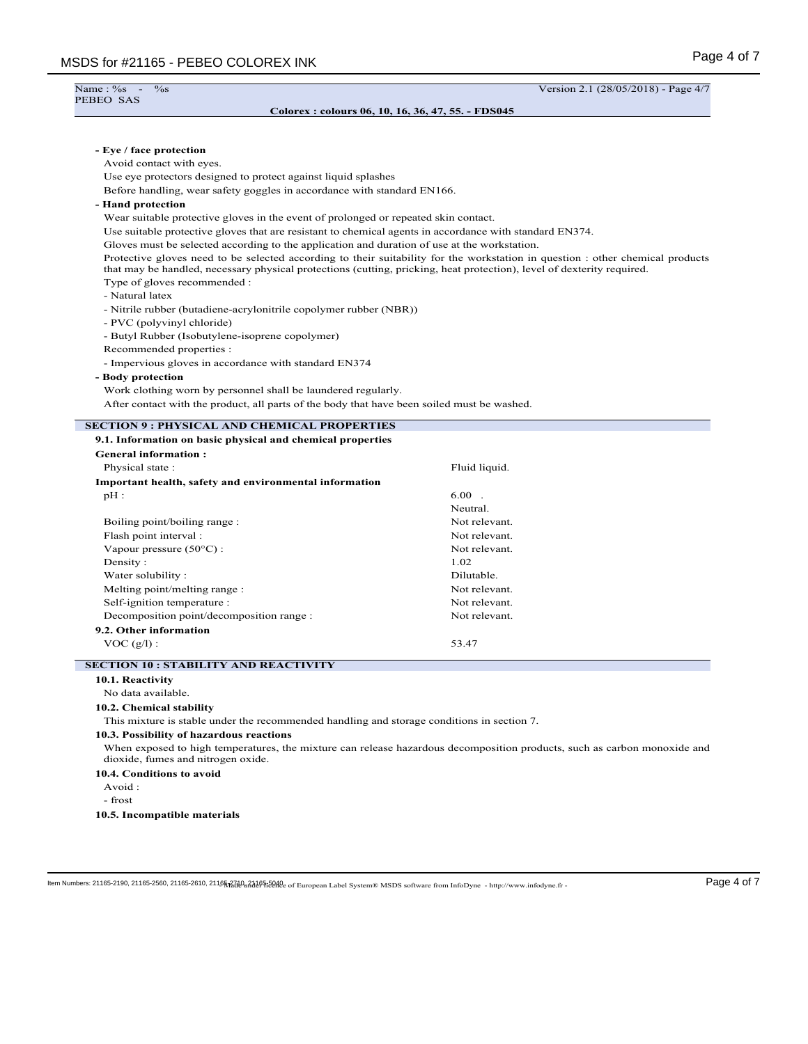**- Eye / face protection**

Avoid contact with eyes.

Use eye protectors designed to protect against liquid splashes

Before handling, wear safety goggles in accordance with standard EN166.

**- Hand protection**

Wear suitable protective gloves in the event of prolonged or repeated skin contact.

Use suitable protective gloves that are resistant to chemical agents in accordance with standard EN374.

Gloves must be selected according to the application and duration of use at the workstation.

Protective gloves need to be selected according to their suitability for the workstation in question : other chemical products that may be handled, necessary physical protections (cutting, pricking, heat protection), level of dexterity required.

Type of gloves recommended :

- Natural latex
- Nitrile rubber (butadiene-acrylonitrile copolymer rubber (NBR))
- PVC (polyvinyl chloride)
- Butyl Rubber (Isobutylene-isoprene copolymer)

Recommended properties :

- Impervious gloves in accordance with standard EN374

**- Body protection**

Work clothing worn by personnel shall be laundered regularly.

After contact with the product, all parts of the body that have been soiled must be washed.

## SECTION 9 : PHYSICAL AND CHEMICAL PROPERTIES

### 9.1. Information on basic physical and chemical properties

**General information :**

| | |
|---|---|
| Physical state : | Fluid liquid. |

**Important health, safety and environmental information**

| | |
|---|---|
| pH : | 6.00 . |
| | Neutral. |
| Boiling point/boiling range : | Not relevant. |
| Flash point interval : | Not relevant. |
| Vapour pressure (50°C) : | Not relevant. |
| Density : | 1.02 |
| Water solubility : | Dilutable. |
| Melting point/melting range : | Not relevant. |
| Self-ignition temperature : | Not relevant. |
| Decomposition point/decomposition range : | Not relevant. |

### 9.2. Other information

| | |
|---|---|
| VOC (g/l) : | 53.47 |

## SECTION 10 : STABILITY AND REACTIVITY

### 10.1. Reactivity

No data available.

### 10.2. Chemical stability

This mixture is stable under the recommended handling and storage conditions in section 7.

### 10.3. Possibility of hazardous reactions

When exposed to high temperatures, the mixture can release hazardous decomposition products, such as carbon monoxide and dioxide, fumes and nitrogen oxide.

### 10.4. Conditions to avoid

Avoid :

- frost

### 10.5. Incompatible materials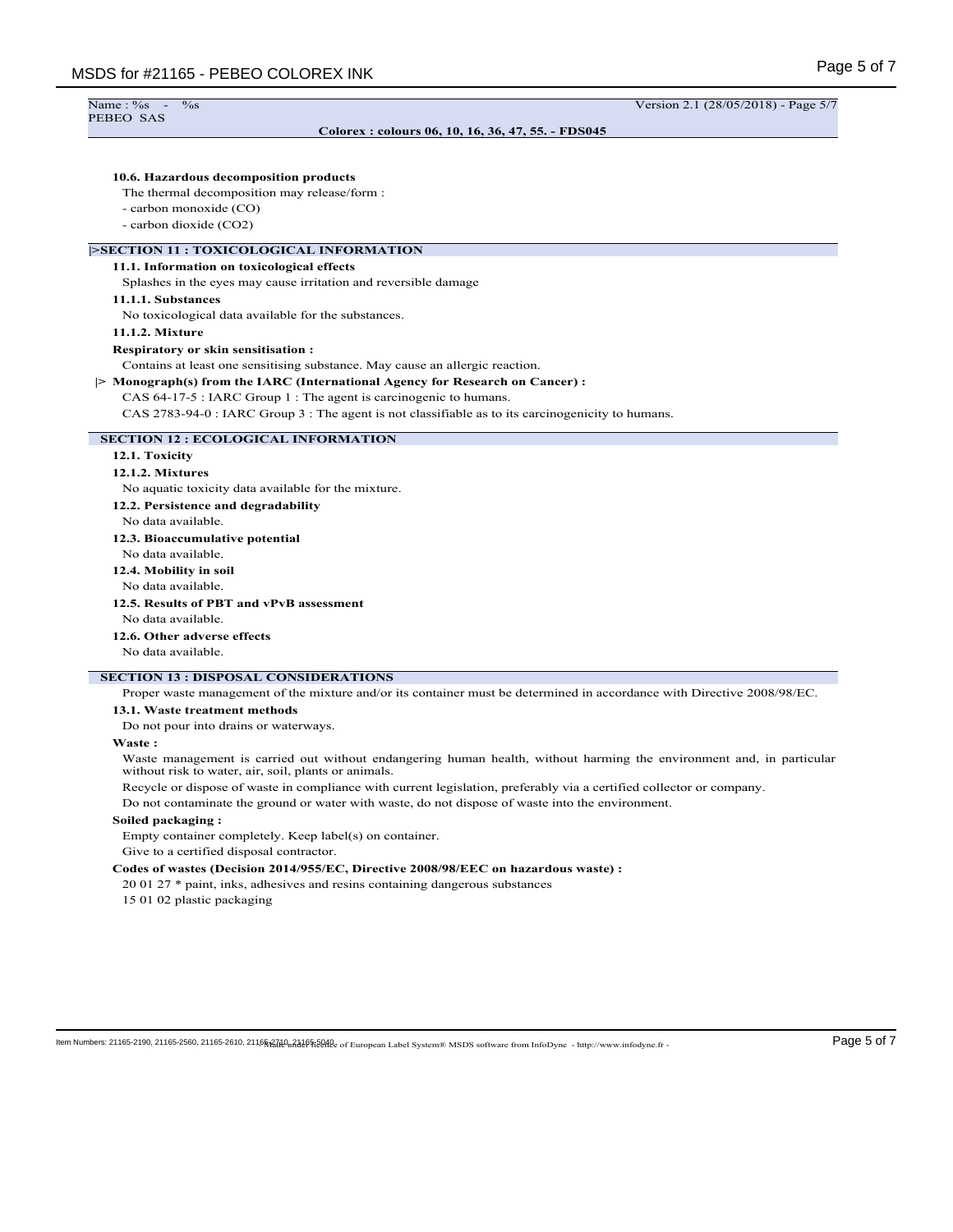Name : %s - %s
PEBEO SAS

Version 2.1 (28/05/2018) - Page 5/7

**Colorex : colours 06, 10, 16, 36, 47, 55. - FDS045**

### 10.6. Hazardous decomposition products

The thermal decomposition may release/form :

- carbon monoxide (CO)
- carbon dioxide (CO2)

## |>SECTION 11 : TOXICOLOGICAL INFORMATION

### 11.1. Information on toxicological effects

Splashes in the eyes may cause irritation and reversible damage

### 11.1.1. Substances

No toxicological data available for the substances.

### 11.1.2. Mixture

**Respiratory or skin sensitisation :**

Contains at least one sensitising substance. May cause an allergic reaction.

|> **Monograph(s) from the IARC (International Agency for Research on Cancer) :**

CAS 64-17-5 : IARC Group 1 : The agent is carcinogenic to humans.

CAS 2783-94-0 : IARC Group 3 : The agent is not classifiable as to its carcinogenicity to humans.

## SECTION 12 : ECOLOGICAL INFORMATION

### 12.1. Toxicity

### 12.1.2. Mixtures

No aquatic toxicity data available for the mixture.

### 12.2. Persistence and degradability

No data available.

### 12.3. Bioaccumulative potential

No data available.

### 12.4. Mobility in soil

No data available.

### 12.5. Results of PBT and vPvB assessment

No data available.

### 12.6. Other adverse effects

No data available.

## SECTION 13 : DISPOSAL CONSIDERATIONS

Proper waste management of the mixture and/or its container must be determined in accordance with Directive 2008/98/EC.

### 13.1. Waste treatment methods

Do not pour into drains or waterways.

**Waste :**

Waste management is carried out without endangering human health, without harming the environment and, in particular without risk to water, air, soil, plants or animals.

Recycle or dispose of waste in compliance with current legislation, preferably via a certified collector or company.

Do not contaminate the ground or water with waste, do not dispose of waste into the environment.

**Soiled packaging :**

Empty container completely. Keep label(s) on container.

Give to a certified disposal contractor.

**Codes of wastes (Decision 2014/955/EC, Directive 2008/98/EEC on hazardous waste) :**

20 01 27 * paint, inks, adhesives and resins containing dangerous substances

15 01 02 plastic packaging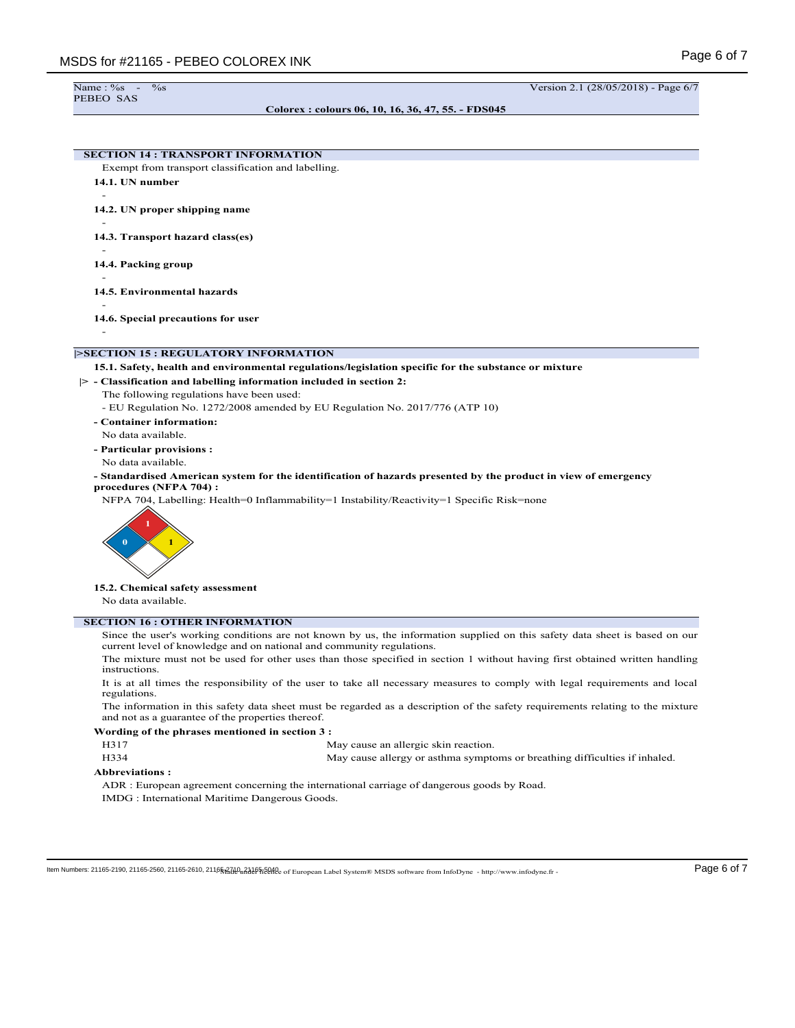Name : %s - %s
PEBEO SAS

Version 2.1 (28/05/2018) - Page 6/7

**Colorex : colours 06, 10, 16, 36, 47, 55. - FDS045**

## SECTION 14 : TRANSPORT INFORMATION

Exempt from transport classification and labelling.

**14.1. UN number**

-

**14.2. UN proper shipping name**

-

**14.3. Transport hazard class(es)**

-

**14.4. Packing group**

-

**14.5. Environmental hazards**

-

**14.6. Special precautions for user**

-

## |>SECTION 15 : REGULATORY INFORMATION

**15.1. Safety, health and environmental regulations/legislation specific for the substance or mixture**

|> **- Classification and labelling information included in section 2:**

The following regulations have been used:

- EU Regulation No. 1272/2008 amended by EU Regulation No. 2017/776 (ATP 10)

**- Container information:**

No data available.

**- Particular provisions :**

No data available.

**- Standardised American system for the identification of hazards presented by the product in view of emergency procedures (NFPA 704) :**

NFPA 704, Labelling: Health=0 Inflammability=1 Instability/Reactivity=1 Specific Risk=none

**15.2. Chemical safety assessment**

No data available.

## SECTION 16 : OTHER INFORMATION

Since the user's working conditions are not known by us, the information supplied on this safety data sheet is based on our current level of knowledge and on national and community regulations.

The mixture must not be used for other uses than those specified in section 1 without having first obtained written handling instructions.

It is at all times the responsibility of the user to take all necessary measures to comply with legal requirements and local regulations.

The information in this safety data sheet must be regarded as a description of the safety requirements relating to the mixture and not as a guarantee of the properties thereof.

**Wording of the phrases mentioned in section 3 :**

| | |
|---|---|
| H317 | May cause an allergic skin reaction. |
| H334 | May cause allergy or asthma symptoms or breathing difficulties if inhaled. |

**Abbreviations :**

ADR : European agreement concerning the international carriage of dangerous goods by Road.

IMDG : International Maritime Dangerous Goods.

Item Numbers: 21165-2190, 21165-2560, 21165-2610, 21165-2710, 21165-5040

Made under licence of European Label System® MSDS software from InfoDyne - http://www.infodyne.fr -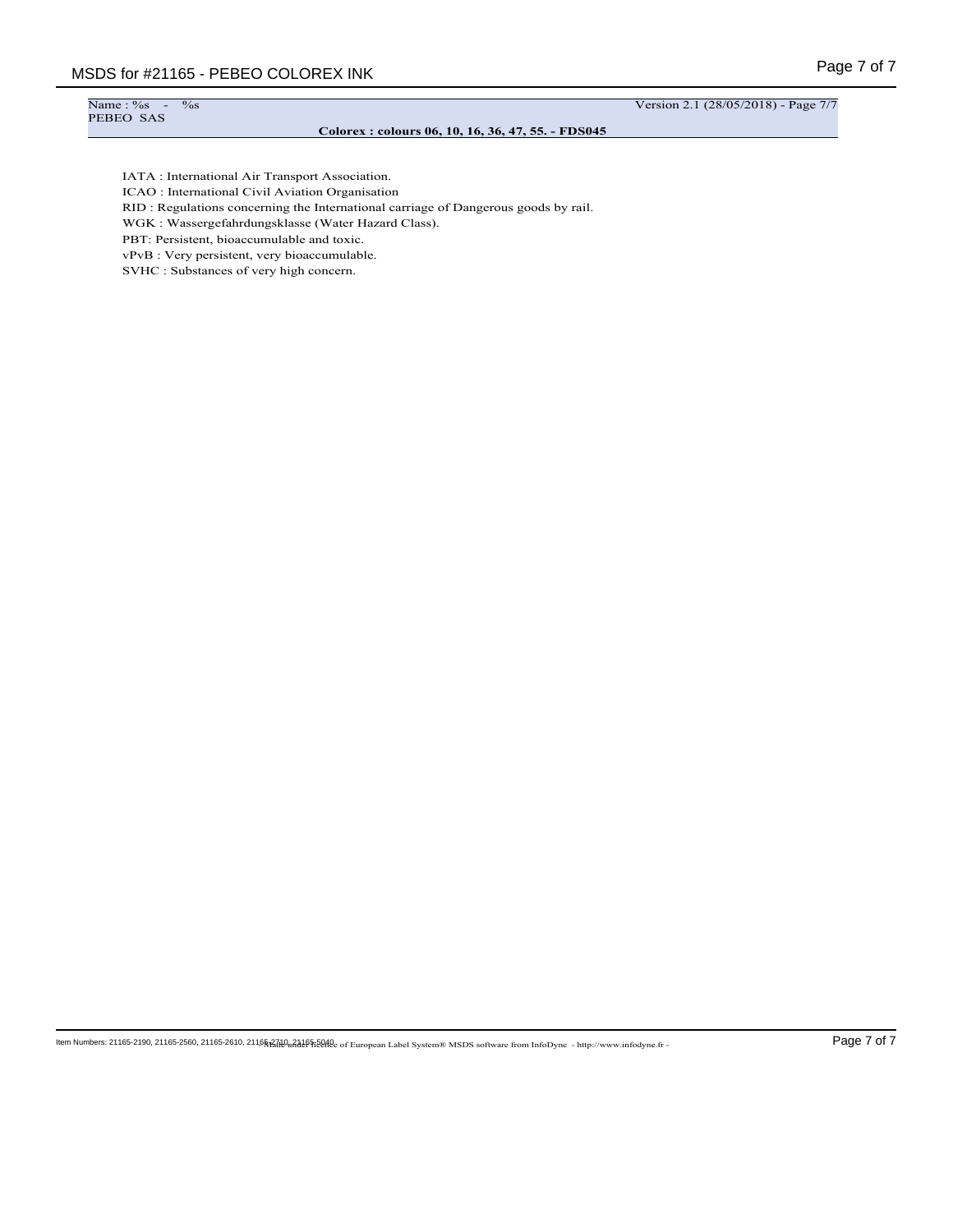IATA : International Air Transport Association.

ICAO : International Civil Aviation Organisation

RID : Regulations concerning the International carriage of Dangerous goods by rail.

WGK : Wassergefahrdungsklasse (Water Hazard Class).

PBT: Persistent, bioaccumulable and toxic.

vPvB : Very persistent, very bioaccumulable.

SVHC : Substances of very high concern.